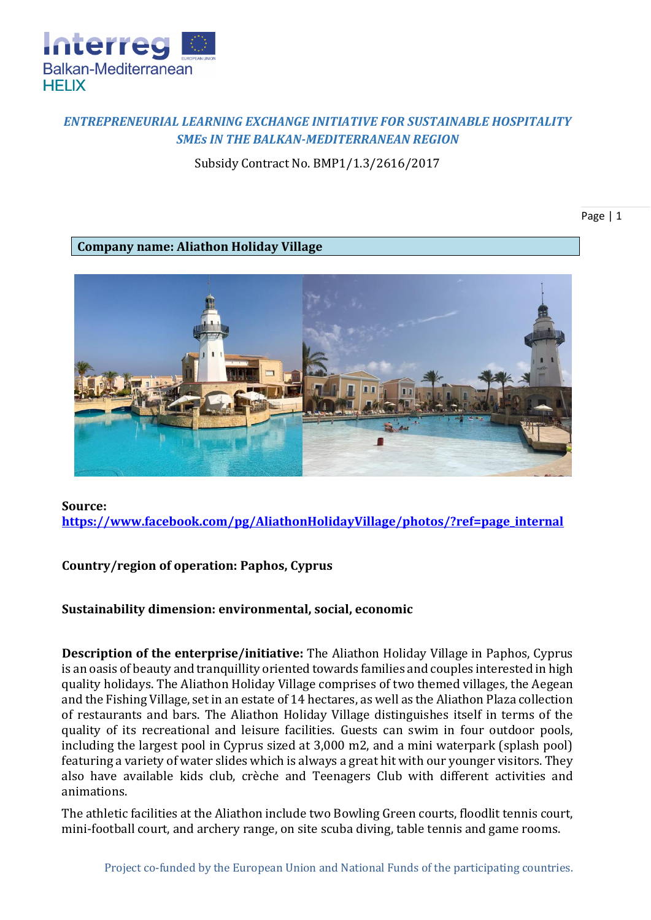*ENTREPRENEURIAL LEARNING EXCHANGE INITIATIVE FOR SUSTAINABLE HOSPITALITY SMEs IN THE BALKAN-MEDITERRANEAN REGION*

Subsidy Contract No. BMP1/1.3/2616/2017

**Company name: Aliathon Holiday Village**

**Source:**
**https://www.facebook.com/pg/AliathonHolidayVillage/photos/?ref=page_internal**

**Country/region of operation: Paphos, Cyprus**

**Sustainability dimension: environmental, social, economic**

**Description of the enterprise/initiative:** The Aliathon Holiday Village in Paphos, Cyprus is an oasis of beauty and tranquillity oriented towards families and couples interested in high quality holidays. The Aliathon Holiday Village comprises of two themed villages, the Aegean and the Fishing Village, set in an estate of 14 hectares, as well as the Aliathon Plaza collection of restaurants and bars. The Aliathon Holiday Village distinguishes itself in terms of the quality of its recreational and leisure facilities. Guests can swim in four outdoor pools, including the largest pool in Cyprus sized at 3,000 m2, and a mini waterpark (splash pool) featuring a variety of water slides which is always a great hit with our younger visitors. They also have available kids club, crèche and Teenagers Club with different activities and animations.

The athletic facilities at the Aliathon include two Bowling Green courts, floodlit tennis court, mini-football court, and archery range, on site scuba diving, table tennis and game rooms.

Project co-funded by the European Union and National Funds of the participating countries.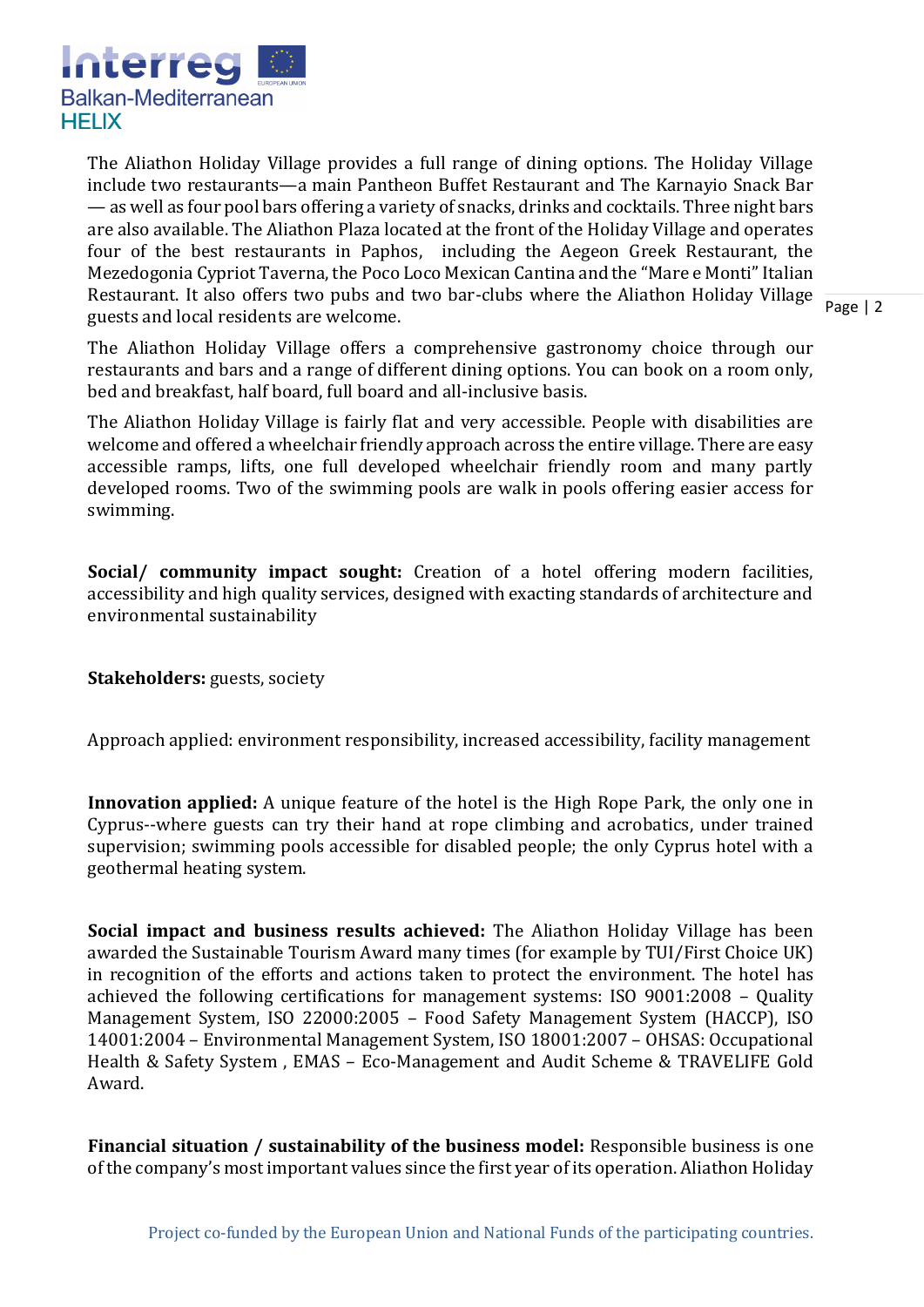The Aliathon Holiday Village provides a full range of dining options. The Holiday Village include two restaurants—a main Pantheon Buffet Restaurant and The Karnayio Snack Bar — as well as four pool bars offering a variety of snacks, drinks and cocktails. Three night bars are also available. The Aliathon Plaza located at the front of the Holiday Village and operates four of the best restaurants in Paphos, including the Aegeon Greek Restaurant, the Mezedogonia Cypriot Taverna, the Poco Loco Mexican Cantina and the "Mare e Monti" Italian Restaurant. It also offers two pubs and two bar-clubs where the Aliathon Holiday Village guests and local residents are welcome.

The Aliathon Holiday Village offers a comprehensive gastronomy choice through our restaurants and bars and a range of different dining options. You can book on a room only, bed and breakfast, half board, full board and all-inclusive basis.

The Aliathon Holiday Village is fairly flat and very accessible. People with disabilities are welcome and offered a wheelchair friendly approach across the entire village. There are easy accessible ramps, lifts, one full developed wheelchair friendly room and many partly developed rooms. Two of the swimming pools are walk in pools offering easier access for swimming.

**Social/ community impact sought:** Creation of a hotel offering modern facilities, accessibility and high quality services, designed with exacting standards of architecture and environmental sustainability

**Stakeholders:** guests, society

Approach applied: environment responsibility, increased accessibility, facility management

**Innovation applied:** A unique feature of the hotel is the High Rope Park, the only one in Cyprus--where guests can try their hand at rope climbing and acrobatics, under trained supervision; swimming pools accessible for disabled people; the only Cyprus hotel with a geothermal heating system.

**Social impact and business results achieved:** The Aliathon Holiday Village has been awarded the Sustainable Tourism Award many times (for example by TUI/First Choice UK) in recognition of the efforts and actions taken to protect the environment. The hotel has achieved the following certifications for management systems: ISO 9001:2008 – Quality Management System, ISO 22000:2005 – Food Safety Management System (HACCP), ISO 14001:2004 – Environmental Management System, ISO 18001:2007 – OHSAS: Occupational Health & Safety System , EMAS – Eco-Management and Audit Scheme & TRAVELIFE Gold Award.

**Financial situation / sustainability of the business model:** Responsible business is one of the company's most important values since the first year of its operation. Aliathon Holiday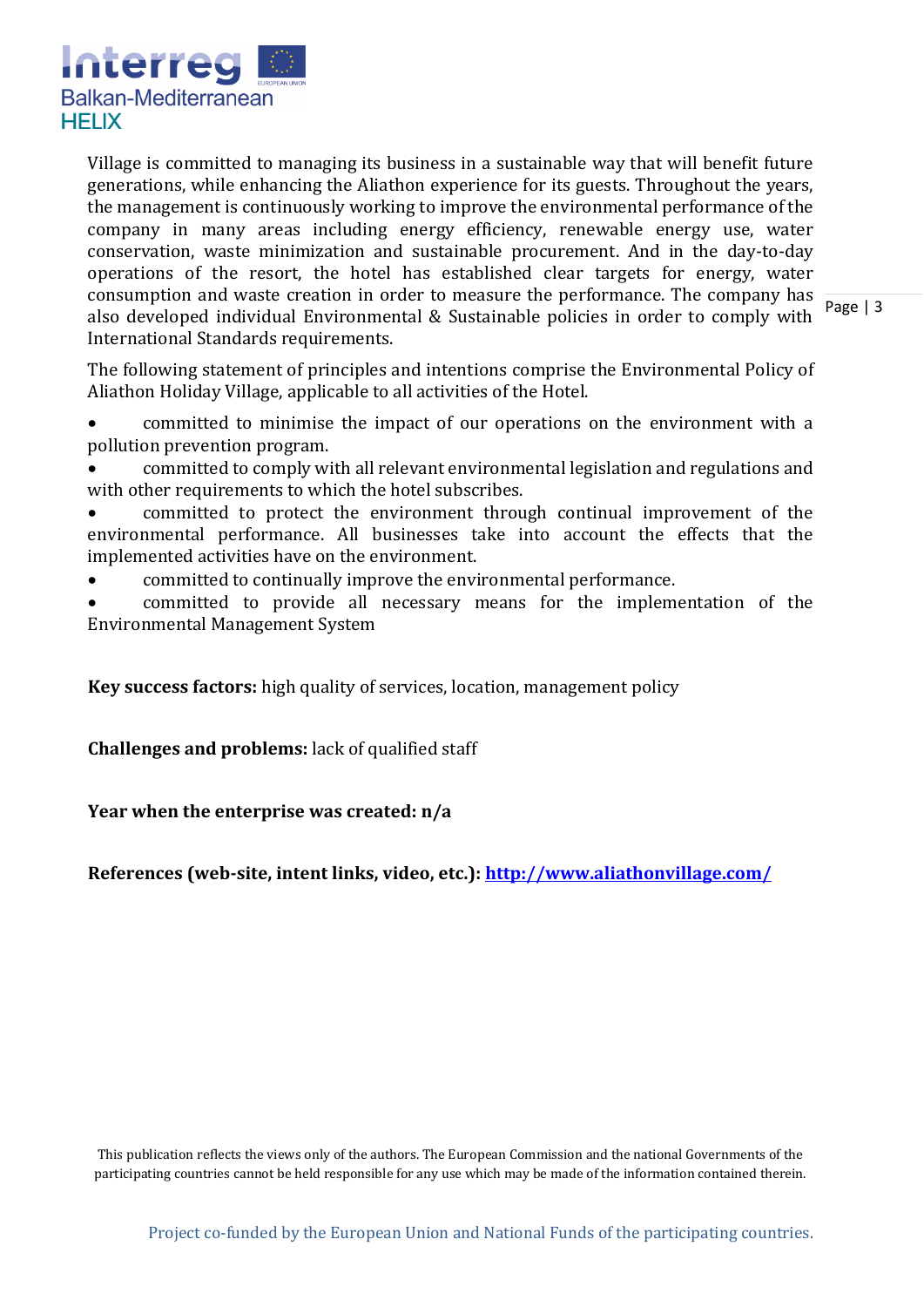Village is committed to managing its business in a sustainable way that will benefit future generations, while enhancing the Aliathon experience for its guests. Throughout the years, the management is continuously working to improve the environmental performance of the company in many areas including energy efficiency, renewable energy use, water conservation, waste minimization and sustainable procurement. And in the day-to-day operations of the resort, the hotel has established clear targets for energy, water consumption and waste creation in order to measure the performance. The company has also developed individual Environmental & Sustainable policies in order to comply with International Standards requirements.

The following statement of principles and intentions comprise the Environmental Policy of Aliathon Holiday Village, applicable to all activities of the Hotel.

- committed to minimise the impact of our operations on the environment with a pollution prevention program.
- committed to comply with all relevant environmental legislation and regulations and with other requirements to which the hotel subscribes.
- committed to protect the environment through continual improvement of the environmental performance. All businesses take into account the effects that the implemented activities have on the environment.
- committed to continually improve the environmental performance.
- committed to provide all necessary means for the implementation of the Environmental Management System

**Key success factors:** high quality of services, location, management policy

**Challenges and problems:** lack of qualified staff

**Year when the enterprise was created: n/a**

**References (web-site, intent links, video, etc.): [http://www.aliathonvillage.com/](http://www.aliathonvillage.com/)**

This publication reflects the views only of the authors. The European Commission and the national Governments of the participating countries cannot be held responsible for any use which may be made of the information contained therein.

Project co-funded by the European Union and National Funds of the participating countries.